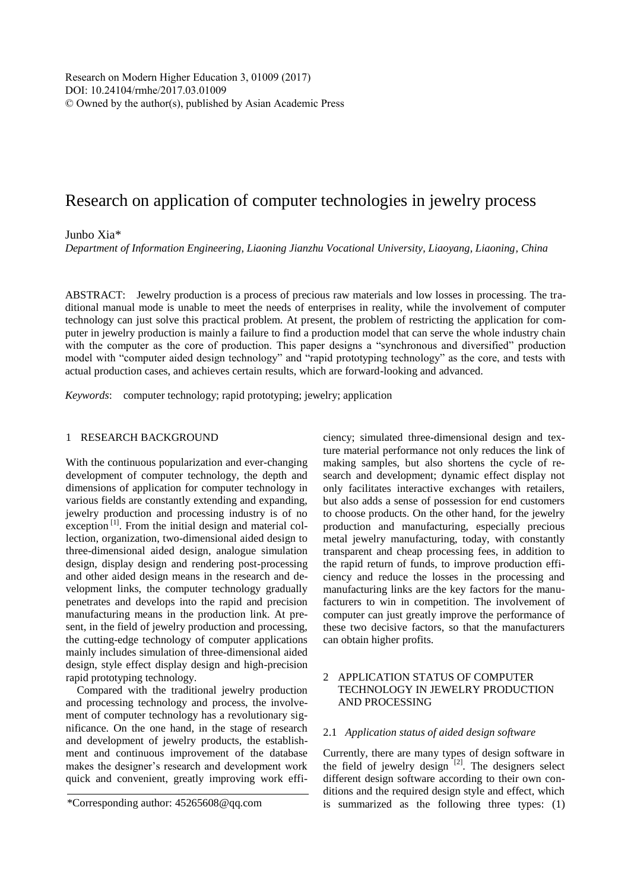Research on Modern Higher Education 3, 01009 (2017)
DOI: 10.24104/rmhe/2017.03.01009
© Owned by the author(s), published by Asian Academic Press

# Research on application of computer technologies in jewelry process

Junbo Xia*

*Department of Information Engineering, Liaoning Jianzhu Vocational University, Liaoyang, Liaoning, China*

ABSTRACT: Jewelry production is a process of precious raw materials and low losses in processing. The traditional manual mode is unable to meet the needs of enterprises in reality, while the involvement of computer technology can just solve this practical problem. At present, the problem of restricting the application for computer in jewelry production is mainly a failure to find a production model that can serve the whole industry chain with the computer as the core of production. This paper designs a "synchronous and diversified" production model with "computer aided design technology" and "rapid prototyping technology" as the core, and tests with actual production cases, and achieves certain results, which are forward-looking and advanced.

*Keywords*: computer technology; rapid prototyping; jewelry; application

## 1 RESEARCH BACKGROUND

With the continuous popularization and ever-changing development of computer technology, the depth and dimensions of application for computer technology in various fields are constantly extending and expanding, jewelry production and processing industry is of no exception [1]. From the initial design and material collection, organization, two-dimensional aided design to three-dimensional aided design, analogue simulation design, display design and rendering post-processing and other aided design means in the research and development links, the computer technology gradually penetrates and develops into the rapid and precision manufacturing means in the production link. At present, in the field of jewelry production and processing, the cutting-edge technology of computer applications mainly includes simulation of three-dimensional aided design, style effect display design and high-precision rapid prototyping technology.

Compared with the traditional jewelry production and processing technology and process, the involvement of computer technology has a revolutionary significance. On the one hand, in the stage of research and development of jewelry products, the establishment and continuous improvement of the database makes the designer's research and development work quick and convenient, greatly improving work efficiency; simulated three-dimensional design and texture material performance not only reduces the link of making samples, but also shortens the cycle of research and development; dynamic effect display not only facilitates interactive exchanges with retailers, but also adds a sense of possession for end customers to choose products. On the other hand, for the jewelry production and manufacturing, especially precious metal jewelry manufacturing, today, with constantly transparent and cheap processing fees, in addition to the rapid return of funds, to improve production efficiency and reduce the losses in the processing and manufacturing links are the key factors for the manufacturers to win in competition. The involvement of computer can just greatly improve the performance of these two decisive factors, so that the manufacturers can obtain higher profits.

## 2 APPLICATION STATUS OF COMPUTER TECHNOLOGY IN JEWELRY PRODUCTION AND PROCESSING

### 2.1 *Application status of aided design software*

Currently, there are many types of design software in the field of jewelry design [2]. The designers select different design software according to their own conditions and the required design style and effect, which is summarized as the following three types: (1)

*Corresponding author: 45265608@qq.com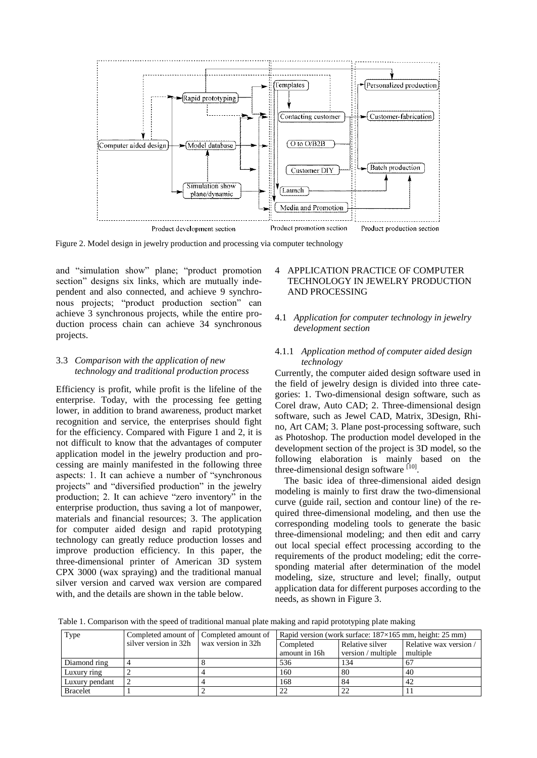Figure 2. Model design in jewelry production and processing via computer technology

and "simulation show" plane; "product promotion section" designs six links, which are mutually independent and also connected, and achieve 9 synchronous projects; "product production section" can achieve 3 synchronous projects, while the entire production process chain can achieve 34 synchronous projects.

### 3.3 *Comparison with the application of new technology and traditional production process*

Efficiency is profit, while profit is the lifeline of the enterprise. Today, with the processing fee getting lower, in addition to brand awareness, product market recognition and service, the enterprises should fight for the efficiency. Compared with Figure 1 and 2, it is not difficult to know that the advantages of computer application model in the jewelry production and processing are mainly manifested in the following three aspects: 1. It can achieve a number of "synchronous projects" and "diversified production" in the jewelry production; 2. It can achieve "zero inventory" in the enterprise production, thus saving a lot of manpower, materials and financial resources; 3. The application for computer aided design and rapid prototyping technology can greatly reduce production losses and improve production efficiency. In this paper, the three-dimensional printer of American 3D system CPX 3000 (wax spraying) and the traditional manual silver version and carved wax version are compared with, and the details are shown in the table below.

## 4 APPLICATION PRACTICE OF COMPUTER TECHNOLOGY IN JEWELRY PRODUCTION AND PROCESSING

### 4.1 *Application for computer technology in jewelry development section*

#### 4.1.1 *Application method of computer aided design technology*

Currently, the computer aided design software used in the field of jewelry design is divided into three categories: 1. Two-dimensional design software, such as Corel draw, Auto CAD; 2. Three-dimensional design software, such as Jewel CAD, Matrix, 3Design, Rhino, Art CAM; 3. Plane post-processing software, such as Photoshop. The production model developed in the development section of the project is 3D model, so the following elaboration is mainly based on the three-dimensional design software [10].

The basic idea of three-dimensional aided design modeling is mainly to first draw the two-dimensional curve (guide rail, section and contour line) of the required three-dimensional modeling, and then use the corresponding modeling tools to generate the basic three-dimensional modeling; and then edit and carry out local special effect processing according to the requirements of the product modeling; edit the corresponding material after determination of the model modeling, size, structure and level; finally, output application data for different purposes according to the needs, as shown in Figure 3.

Table 1. Comparison with the speed of traditional manual plate making and rapid prototyping plate making

| Type | Completed amount of silver version in 32h | Completed amount of wax version in 32h | Rapid version (work surface: 187×165 mm, height: 25 mm) | | |
|---|---|---|---|---|---|
| | | | Completed amount in 16h | Relative silver version / multiple | Relative wax version / multiple |
| Diamond ring | 4 | 8 | 536 | 134 | 67 |
| Luxury ring | 2 | 4 | 160 | 80 | 40 |
| Luxury pendant | 2 | 4 | 168 | 84 | 42 |
| Bracelet | 1 | 2 | 22 | 22 | 11 |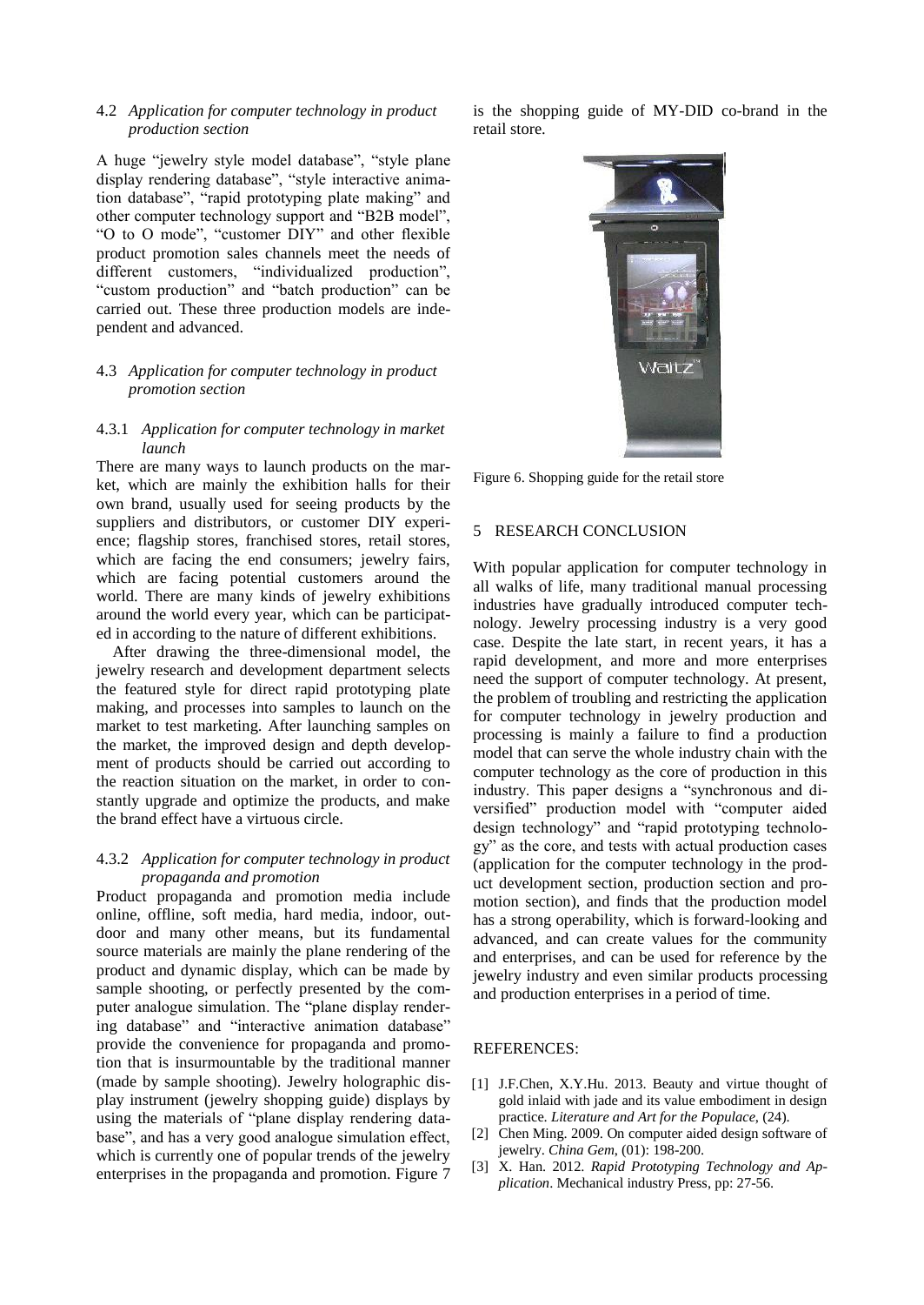### 4.2 *Application for computer technology in product production section*

A huge "jewelry style model database", "style plane display rendering database", "style interactive animation database", "rapid prototyping plate making" and other computer technology support and "B2B model", "O to O mode", "customer DIY" and other flexible product promotion sales channels meet the needs of different customers, "individualized production", "custom production" and "batch production" can be carried out. These three production models are independent and advanced.

### 4.3 *Application for computer technology in product promotion section*

#### 4.3.1 *Application for computer technology in market launch*

There are many ways to launch products on the market, which are mainly the exhibition halls for their own brand, usually used for seeing products by the suppliers and distributors, or customer DIY experience; flagship stores, franchised stores, retail stores, which are facing the end consumers; jewelry fairs, which are facing potential customers around the world. There are many kinds of jewelry exhibitions around the world every year, which can be participated in according to the nature of different exhibitions.

After drawing the three-dimensional model, the jewelry research and development department selects the featured style for direct rapid prototyping plate making, and processes into samples to launch on the market to test marketing. After launching samples on the market, the improved design and depth development of products should be carried out according to the reaction situation on the market, in order to constantly upgrade and optimize the products, and make the brand effect have a virtuous circle.

#### 4.3.2 *Application for computer technology in product propaganda and promotion*

Product propaganda and promotion media include online, offline, soft media, hard media, indoor, outdoor and many other means, but its fundamental source materials are mainly the plane rendering of the product and dynamic display, which can be made by sample shooting, or perfectly presented by the computer analogue simulation. The "plane display rendering database" and "interactive animation database" provide the convenience for propaganda and promotion that is insurmountable by the traditional manner (made by sample shooting). Jewelry holographic display instrument (jewelry shopping guide) displays by using the materials of "plane display rendering database", and has a very good analogue simulation effect, which is currently one of popular trends of the jewelry enterprises in the propaganda and promotion. Figure 7 is the shopping guide of MY-DID co-brand in the retail store.

Figure 6. Shopping guide for the retail store

## 5 RESEARCH CONCLUSION

With popular application for computer technology in all walks of life, many traditional manual processing industries have gradually introduced computer technology. Jewelry processing industry is a very good case. Despite the late start, in recent years, it has a rapid development, and more and more enterprises need the support of computer technology. At present, the problem of troubling and restricting the application for computer technology in jewelry production and processing is mainly a failure to find a production model that can serve the whole industry chain with the computer technology as the core of production in this industry. This paper designs a "synchronous and diversified" production model with "computer aided design technology" and "rapid prototyping technology" as the core, and tests with actual production cases (application for the computer technology in the product development section, production section and promotion section), and finds that the production model has a strong operability, which is forward-looking and advanced, and can create values for the community and enterprises, and can be used for reference by the jewelry industry and even similar products processing and production enterprises in a period of time.

## REFERENCES:

[1] J.F.Chen, X.Y.Hu. 2013. Beauty and virtue thought of gold inlaid with jade and its value embodiment in design practice. *Literature and Art for the Populace*, (24).

[2] Chen Ming. 2009. On computer aided design software of jewelry. *China Gem*, (01): 198-200.

[3] X. Han. 2012. *Rapid Prototyping Technology and Application*. Mechanical industry Press, pp: 27-56.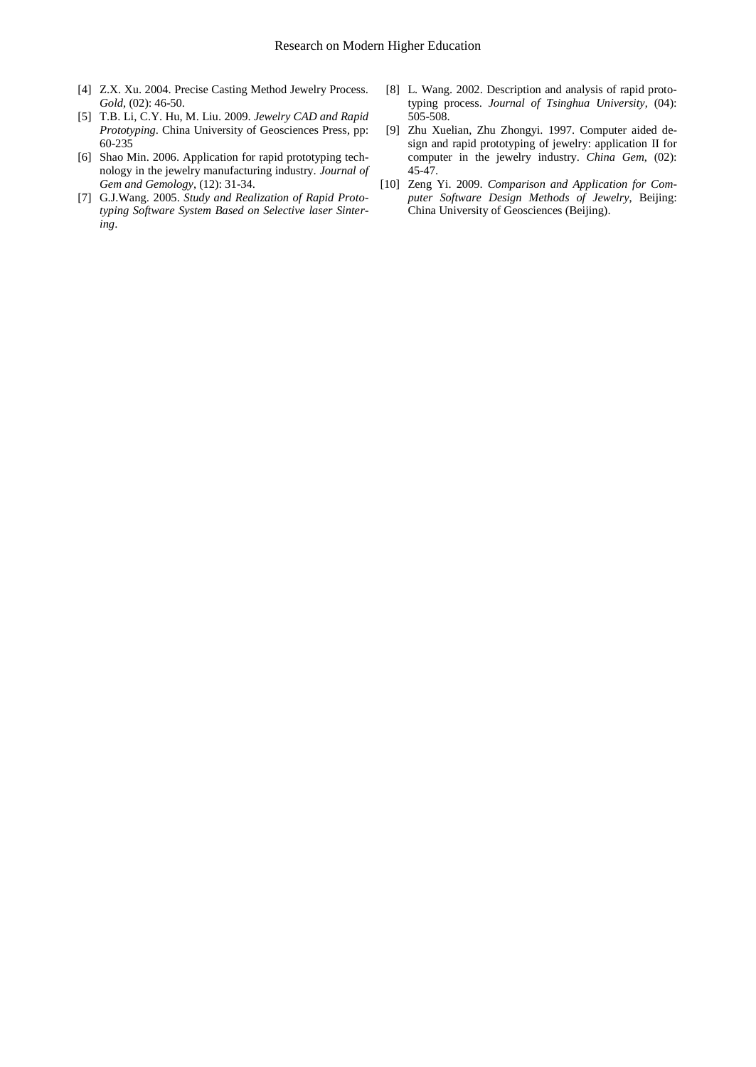[4] Z.X. Xu. 2004. Precise Casting Method Jewelry Process. *Gold*, (02): 46-50.

[5] T.B. Li, C.Y. Hu, M. Liu. 2009. *Jewelry CAD and Rapid Prototyping*. China University of Geosciences Press, pp: 60-235

[6] Shao Min. 2006. Application for rapid prototyping technology in the jewelry manufacturing industry. *Journal of Gem and Gemology*, (12): 31-34.

[7] G.J.Wang. 2005. *Study and Realization of Rapid Prototyping Software System Based on Selective laser Sintering*.

[8] L. Wang. 2002. Description and analysis of rapid prototyping process. *Journal of Tsinghua University*, (04): 505-508.

[9] Zhu Xuelian, Zhu Zhongyi. 1997. Computer aided design and rapid prototyping of jewelry: application II for computer in the jewelry industry. *China Gem*, (02): 45-47.

[10] Zeng Yi. 2009. *Comparison and Application for Computer Software Design Methods of Jewelry*, Beijing: China University of Geosciences (Beijing).